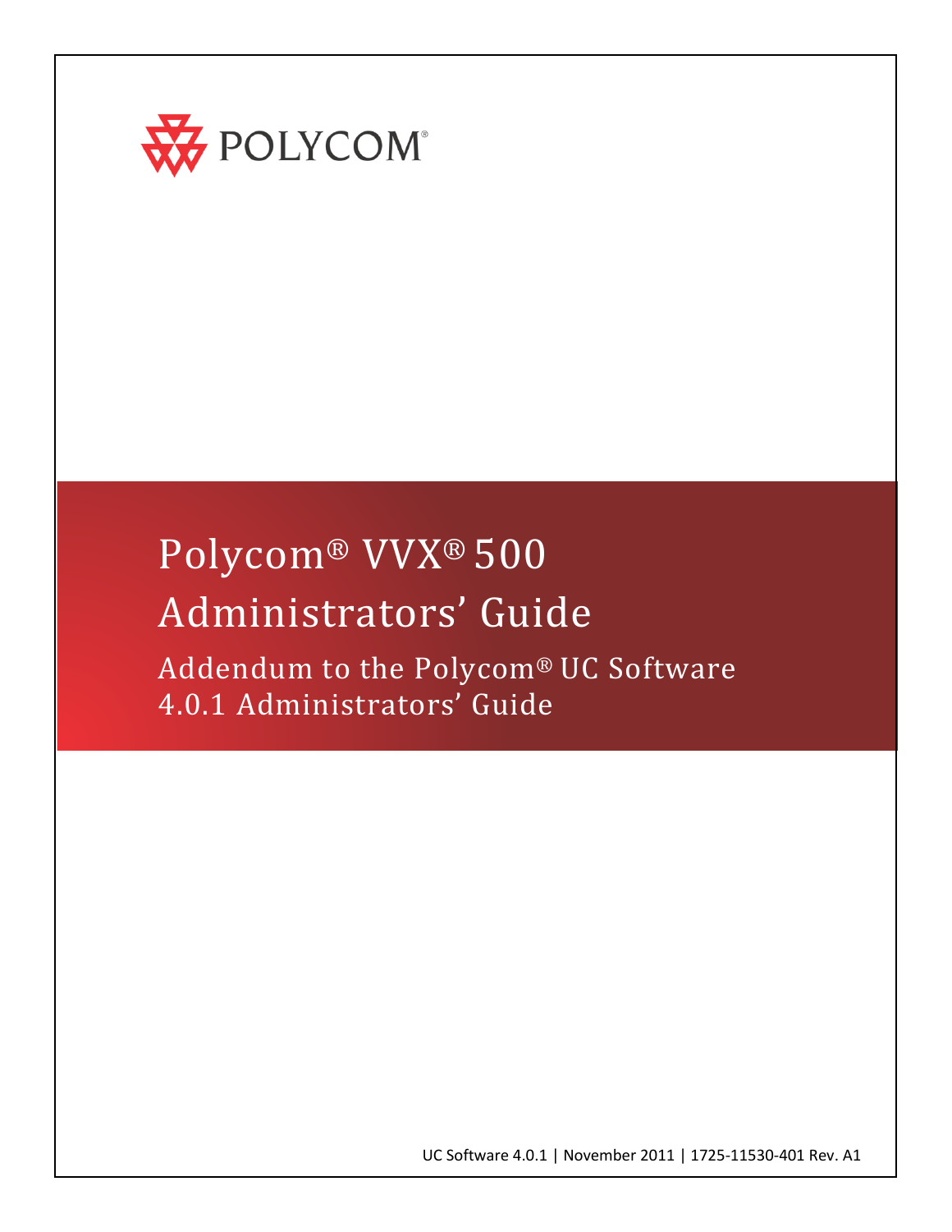POLYCOM®

# Polycom® VVX® 500 Administrators' Guide

## Addendum to the Polycom® UC Software 4.0.1 Administrators' Guide

UC Software 4.0.1 | November 2011 | 1725-11530-401 Rev. A1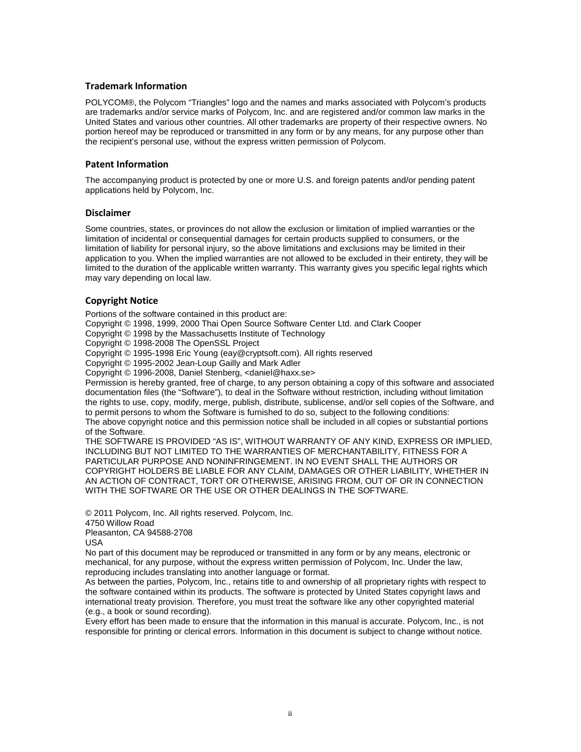## Trademark Information

POLYCOM®, the Polycom "Triangles" logo and the names and marks associated with Polycom's products are trademarks and/or service marks of Polycom, Inc. and are registered and/or common law marks in the United States and various other countries. All other trademarks are property of their respective owners. No portion hereof may be reproduced or transmitted in any form or by any means, for any purpose other than the recipient's personal use, without the express written permission of Polycom.

## Patent Information

The accompanying product is protected by one or more U.S. and foreign patents and/or pending patent applications held by Polycom, Inc.

## Disclaimer

Some countries, states, or provinces do not allow the exclusion or limitation of implied warranties or the limitation of incidental or consequential damages for certain products supplied to consumers, or the limitation of liability for personal injury, so the above limitations and exclusions may be limited in their application to you. When the implied warranties are not allowed to be excluded in their entirety, they will be limited to the duration of the applicable written warranty. This warranty gives you specific legal rights which may vary depending on local law.

## Copyright Notice

Portions of the software contained in this product are:
Copyright © 1998, 1999, 2000 Thai Open Source Software Center Ltd. and Clark Cooper
Copyright © 1998 by the Massachusetts Institute of Technology
Copyright © 1998-2008 The OpenSSL Project
Copyright © 1995-1998 Eric Young (eay@cryptsoft.com). All rights reserved
Copyright © 1995-2002 Jean-Loup Gailly and Mark Adler
Copyright © 1996-2008, Daniel Stenberg, <daniel@haxx.se>
Permission is hereby granted, free of charge, to any person obtaining a copy of this software and associated documentation files (the "Software"), to deal in the Software without restriction, including without limitation the rights to use, copy, modify, merge, publish, distribute, sublicense, and/or sell copies of the Software, and to permit persons to whom the Software is furnished to do so, subject to the following conditions:
The above copyright notice and this permission notice shall be included in all copies or substantial portions of the Software.
THE SOFTWARE IS PROVIDED "AS IS", WITHOUT WARRANTY OF ANY KIND, EXPRESS OR IMPLIED, INCLUDING BUT NOT LIMITED TO THE WARRANTIES OF MERCHANTABILITY, FITNESS FOR A PARTICULAR PURPOSE AND NONINFRINGEMENT. IN NO EVENT SHALL THE AUTHORS OR COPYRIGHT HOLDERS BE LIABLE FOR ANY CLAIM, DAMAGES OR OTHER LIABILITY, WHETHER IN AN ACTION OF CONTRACT, TORT OR OTHERWISE, ARISING FROM, OUT OF OR IN CONNECTION WITH THE SOFTWARE OR THE USE OR OTHER DEALINGS IN THE SOFTWARE.

© 2011 Polycom, Inc. All rights reserved. Polycom, Inc.
4750 Willow Road
Pleasanton, CA 94588-2708
USA
No part of this document may be reproduced or transmitted in any form or by any means, electronic or mechanical, for any purpose, without the express written permission of Polycom, Inc. Under the law, reproducing includes translating into another language or format.
As between the parties, Polycom, Inc., retains title to and ownership of all proprietary rights with respect to the software contained within its products. The software is protected by United States copyright laws and international treaty provision. Therefore, you must treat the software like any other copyrighted material (e.g., a book or sound recording).
Every effort has been made to ensure that the information in this manual is accurate. Polycom, Inc., is not responsible for printing or clerical errors. Information in this document is subject to change without notice.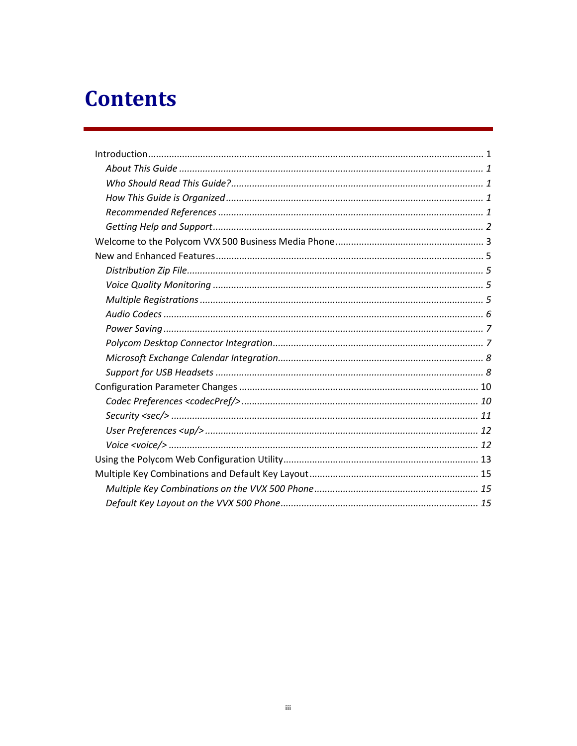# Contents

Introduction ............................................................................................................ 1

*About This Guide ........................................................................................................ 1*

*Who Should Read This Guide? ..................................................................................... 1*

*How This Guide is Organized ........................................................................................ 1*

*Recommended References ........................................................................................... 1*

*Getting Help and Support ............................................................................................. 2*

Welcome to the Polycom VVX 500 Business Media Phone ............................................ 3

New and Enhanced Features ........................................................................................ 5

*Distribution Zip File ....................................................................................................... 5*

*Voice Quality Monitoring ............................................................................................... 5*

*Multiple Registrations .................................................................................................... 5*

*Audio Codecs ................................................................................................................ 6*

*Power Saving ................................................................................................................. 7*

*Polycom Desktop Connector Integration ....................................................................... 7*

*Microsoft Exchange Calendar Integration ....................................................................... 8*

*Support for USB Headsets ............................................................................................. 8*

Configuration Parameter Changes .............................................................................. 10

*Codec Preferences <codecPref/> .................................................................................. 10*

*Security <sec/> ............................................................................................................ 11*

*User Preferences <up/> ............................................................................................... 12*

*Voice <voice/> ............................................................................................................. 12*

Using the Polycom Web Configuration Utility ............................................................. 13

Multiple Key Combinations and Default Key Layout ................................................... 15

*Multiple Key Combinations on the VVX 500 Phone ...................................................... 15*

*Default Key Layout on the VVX 500 Phone .................................................................. 15*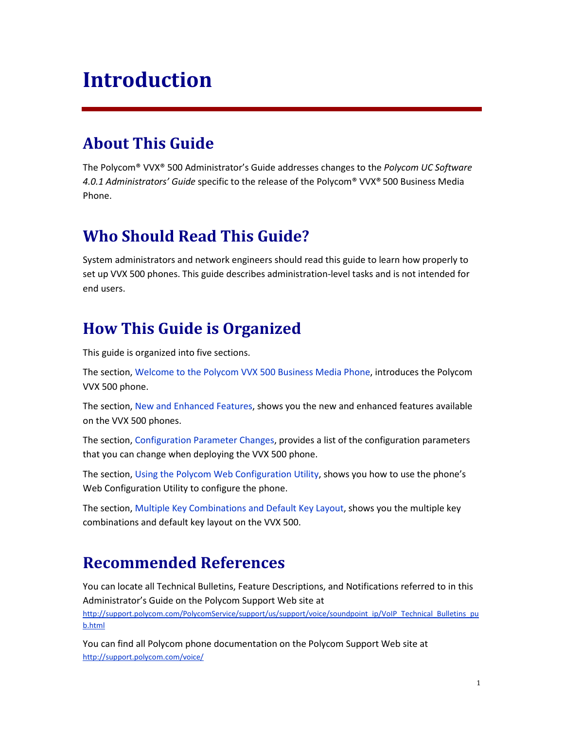# Introduction

## About This Guide

The Polycom® VVX® 500 Administrator's Guide addresses changes to the *Polycom UC Software 4.0.1 Administrators' Guide* specific to the release of the Polycom® VVX® 500 Business Media Phone.

## Who Should Read This Guide?

System administrators and network engineers should read this guide to learn how properly to set up VVX 500 phones. This guide describes administration-level tasks and is not intended for end users.

## How This Guide is Organized

This guide is organized into five sections.

The section, Welcome to the Polycom VVX 500 Business Media Phone, introduces the Polycom VVX 500 phone.

The section, New and Enhanced Features, shows you the new and enhanced features available on the VVX 500 phones.

The section, Configuration Parameter Changes, provides a list of the configuration parameters that you can change when deploying the VVX 500 phone.

The section, Using the Polycom Web Configuration Utility, shows you how to use the phone's Web Configuration Utility to configure the phone.

The section, Multiple Key Combinations and Default Key Layout, shows you the multiple key combinations and default key layout on the VVX 500.

## Recommended References

You can locate all Technical Bulletins, Feature Descriptions, and Notifications referred to in this Administrator's Guide on the Polycom Support Web site at http://support.polycom.com/PolycomService/support/us/support/voice/soundpoint_ip/VoIP_Technical_Bulletins_pub.html

You can find all Polycom phone documentation on the Polycom Support Web site at http://support.polycom.com/voice/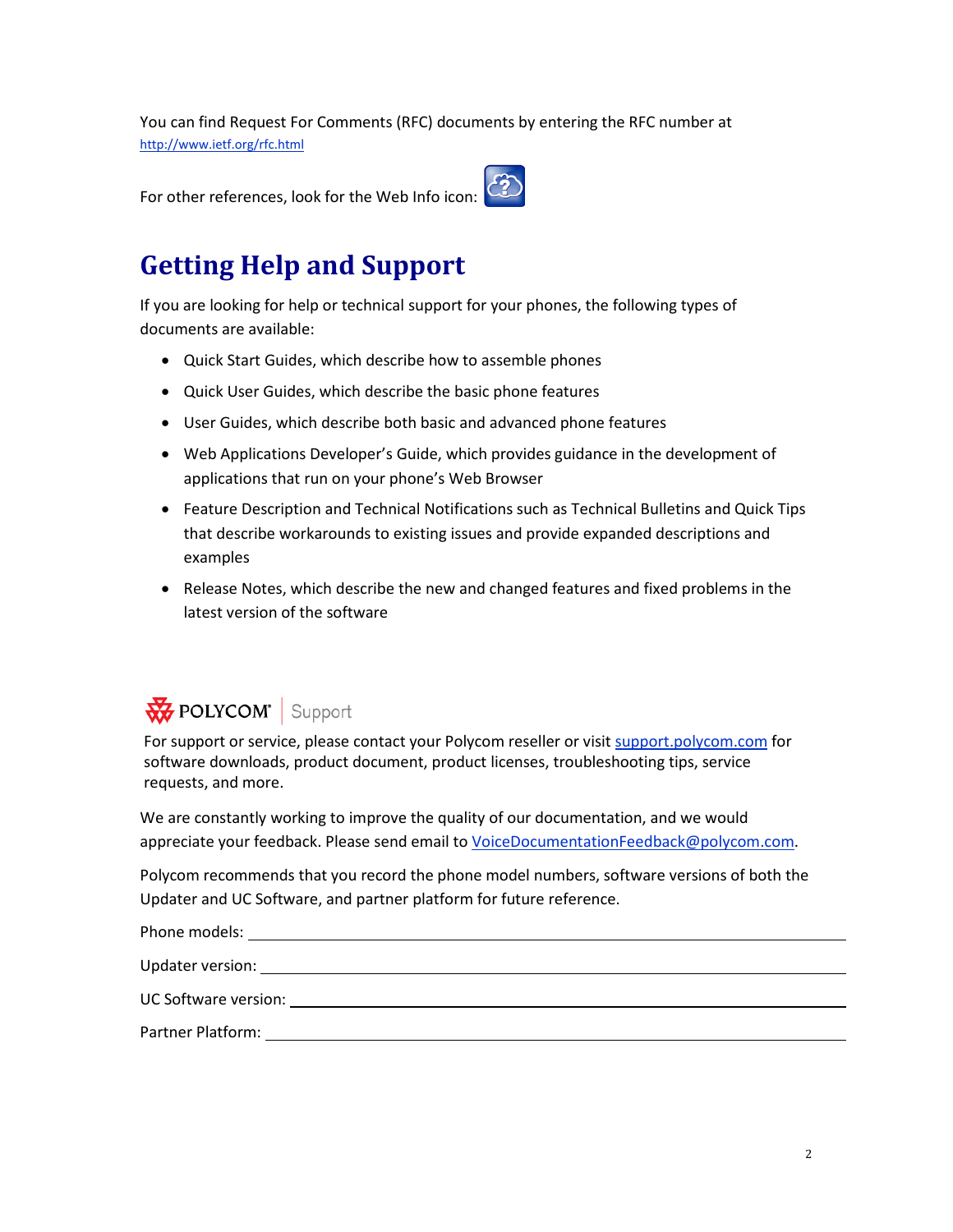You can find Request For Comments (RFC) documents by entering the RFC number at http://www.ietf.org/rfc.html

For other references, look for the Web Info icon:

## Getting Help and Support

If you are looking for help or technical support for your phones, the following types of documents are available:

- Quick Start Guides, which describe how to assemble phones
- Quick User Guides, which describe the basic phone features
- User Guides, which describe both basic and advanced phone features
- Web Applications Developer's Guide, which provides guidance in the development of applications that run on your phone's Web Browser
- Feature Description and Technical Notifications such as Technical Bulletins and Quick Tips that describe workarounds to existing issues and provide expanded descriptions and examples
- Release Notes, which describe the new and changed features and fixed problems in the latest version of the software

POLYCOM | Support

For support or service, please contact your Polycom reseller or visit support.polycom.com for software downloads, product document, product licenses, troubleshooting tips, service requests, and more.

We are constantly working to improve the quality of our documentation, and we would appreciate your feedback. Please send email to VoiceDocumentationFeedback@polycom.com.

Polycom recommends that you record the phone model numbers, software versions of both the Updater and UC Software, and partner platform for future reference.

Phone models: ______________________________

Updater version: ______________________________

UC Software version: ______________________________

Partner Platform: ______________________________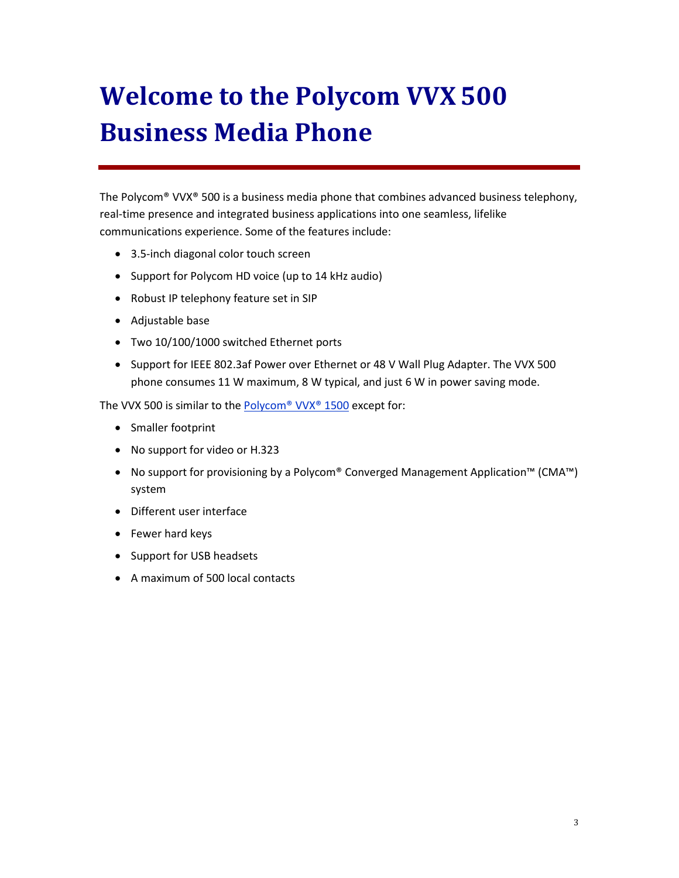# Welcome to the Polycom VVX 500 Business Media Phone

The Polycom® VVX® 500 is a business media phone that combines advanced business telephony, real-time presence and integrated business applications into one seamless, lifelike communications experience. Some of the features include:

- 3.5-inch diagonal color touch screen
- Support for Polycom HD voice (up to 14 kHz audio)
- Robust IP telephony feature set in SIP
- Adjustable base
- Two 10/100/1000 switched Ethernet ports
- Support for IEEE 802.3af Power over Ethernet or 48 V Wall Plug Adapter. The VVX 500 phone consumes 11 W maximum, 8 W typical, and just 6 W in power saving mode.

The VVX 500 is similar to the Polycom® VVX® 1500 except for:

- Smaller footprint
- No support for video or H.323
- No support for provisioning by a Polycom® Converged Management Application™ (CMA™) system
- Different user interface
- Fewer hard keys
- Support for USB headsets
- A maximum of 500 local contacts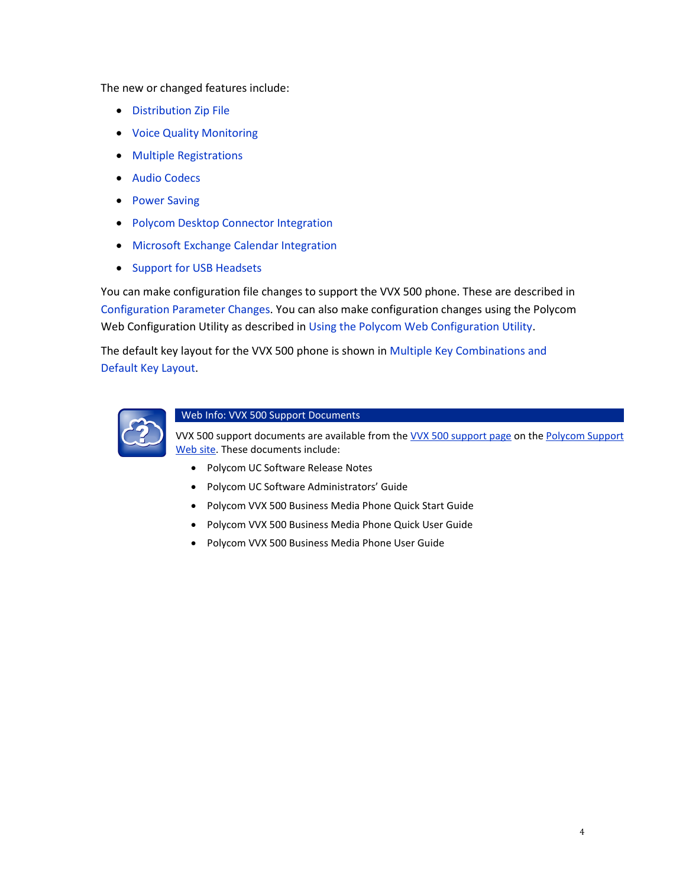The new or changed features include:

- Distribution Zip File
- Voice Quality Monitoring
- Multiple Registrations
- Audio Codecs
- Power Saving
- Polycom Desktop Connector Integration
- Microsoft Exchange Calendar Integration
- Support for USB Headsets

You can make configuration file changes to support the VVX 500 phone. These are described in Configuration Parameter Changes. You can also make configuration changes using the Polycom Web Configuration Utility as described in Using the Polycom Web Configuration Utility.

The default key layout for the VVX 500 phone is shown in Multiple Key Combinations and Default Key Layout.

**Web Info: VVX 500 Support Documents**

VVX 500 support documents are available from the VVX 500 support page on the Polycom Support Web site. These documents include:

- Polycom UC Software Release Notes
- Polycom UC Software Administrators' Guide
- Polycom VVX 500 Business Media Phone Quick Start Guide
- Polycom VVX 500 Business Media Phone Quick User Guide
- Polycom VVX 500 Business Media Phone User Guide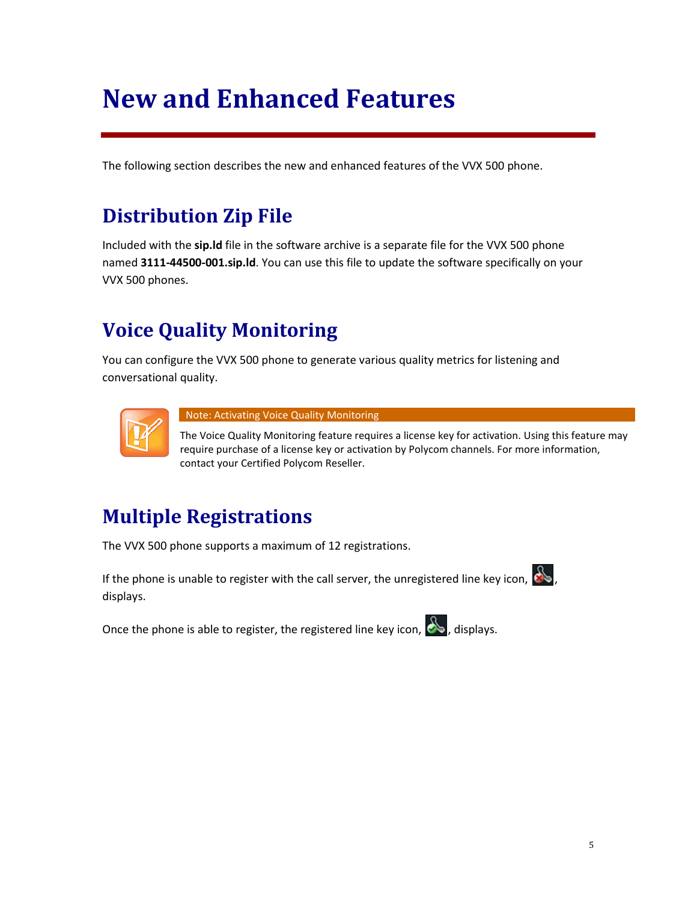# New and Enhanced Features

The following section describes the new and enhanced features of the VVX 500 phone.

## Distribution Zip File

Included with the **sip.ld** file in the software archive is a separate file for the VVX 500 phone named **3111-44500-001.sip.ld**. You can use this file to update the software specifically on your VVX 500 phones.

## Voice Quality Monitoring

You can configure the VVX 500 phone to generate various quality metrics for listening and conversational quality.

> **Note: Activating Voice Quality Monitoring**
>
> The Voice Quality Monitoring feature requires a license key for activation. Using this feature may require purchase of a license key or activation by Polycom channels. For more information, contact your Certified Polycom Reseller.

## Multiple Registrations

The VVX 500 phone supports a maximum of 12 registrations.

If the phone is unable to register with the call server, the unregistered line key icon, , displays.

Once the phone is able to register, the registered line key icon, , displays.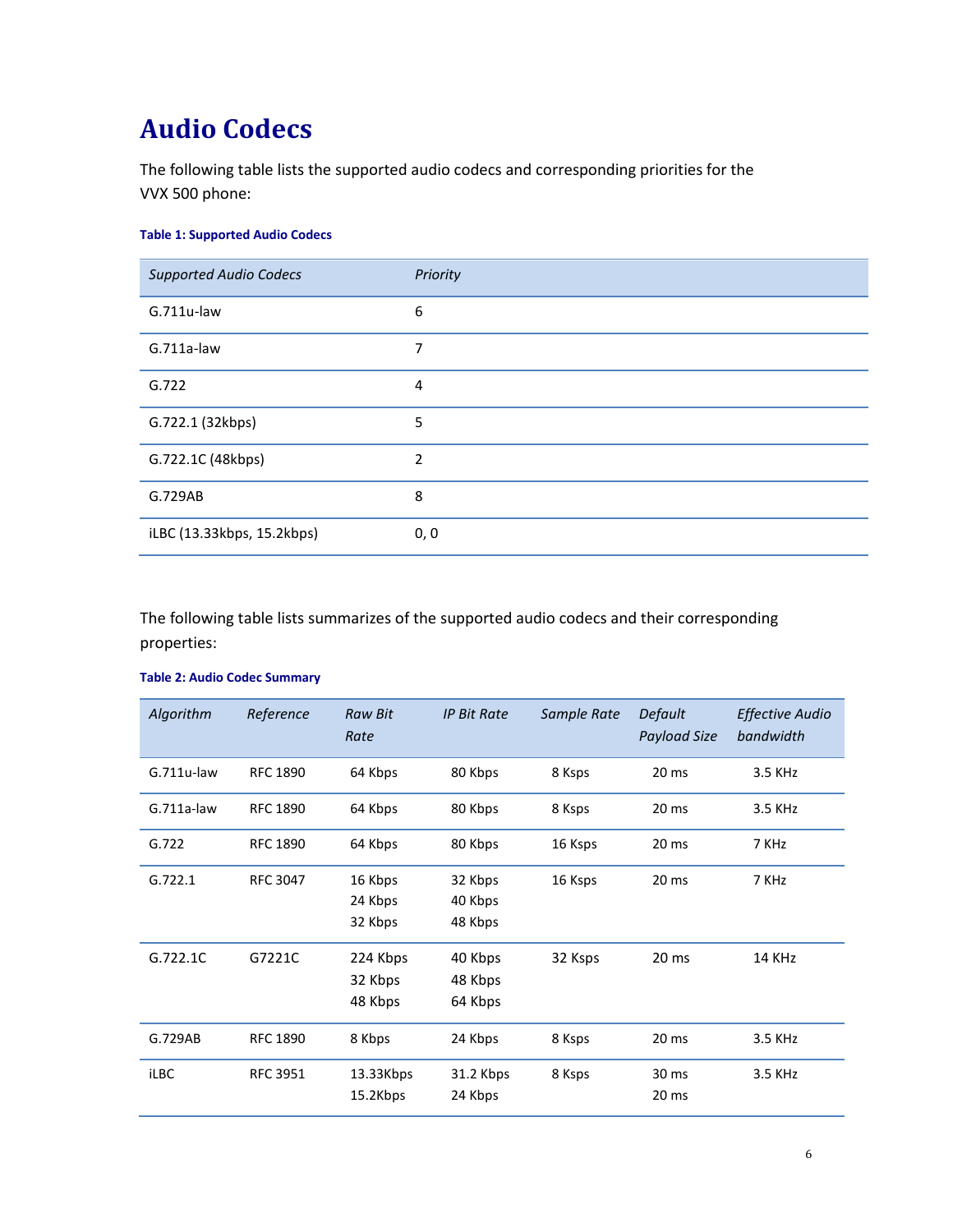# Audio Codecs

The following table lists the supported audio codecs and corresponding priorities for the VVX 500 phone:

**Table 1: Supported Audio Codecs**

| *Supported Audio Codecs* | *Priority* |
|---|---|
| G.711u-law | 6 |
| G.711a-law | 7 |
| G.722 | 4 |
| G.722.1 (32kbps) | 5 |
| G.722.1C (48kbps) | 2 |
| G.729AB | 8 |
| iLBC (13.33kbps, 15.2kbps) | 0, 0 |

The following table lists summarizes of the supported audio codecs and their corresponding properties:

**Table 2: Audio Codec Summary**

| *Algorithm* | *Reference* | *Raw Bit Rate* | *IP Bit Rate* | *Sample Rate* | *Default Payload Size* | *Effective Audio bandwidth* |
|---|---|---|---|---|---|---|
| G.711u-law | RFC 1890 | 64 Kbps | 80 Kbps | 8 Ksps | 20 ms | 3.5 KHz |
| G.711a-law | RFC 1890 | 64 Kbps | 80 Kbps | 8 Ksps | 20 ms | 3.5 KHz |
| G.722 | RFC 1890 | 64 Kbps | 80 Kbps | 16 Ksps | 20 ms | 7 KHz |
| G.722.1 | RFC 3047 | 16 Kbps<br>24 Kbps<br>32 Kbps | 32 Kbps<br>40 Kbps<br>48 Kbps | 16 Ksps | 20 ms | 7 KHz |
| G.722.1C | G7221C | 224 Kbps<br>32 Kbps<br>48 Kbps | 40 Kbps<br>48 Kbps<br>64 Kbps | 32 Ksps | 20 ms | 14 KHz |
| G.729AB | RFC 1890 | 8 Kbps | 24 Kbps | 8 Ksps | 20 ms | 3.5 KHz |
| iLBC | RFC 3951 | 13.33Kbps<br>15.2Kbps | 31.2 Kbps<br>24 Kbps | 8 Ksps | 30 ms<br>20 ms | 3.5 KHz |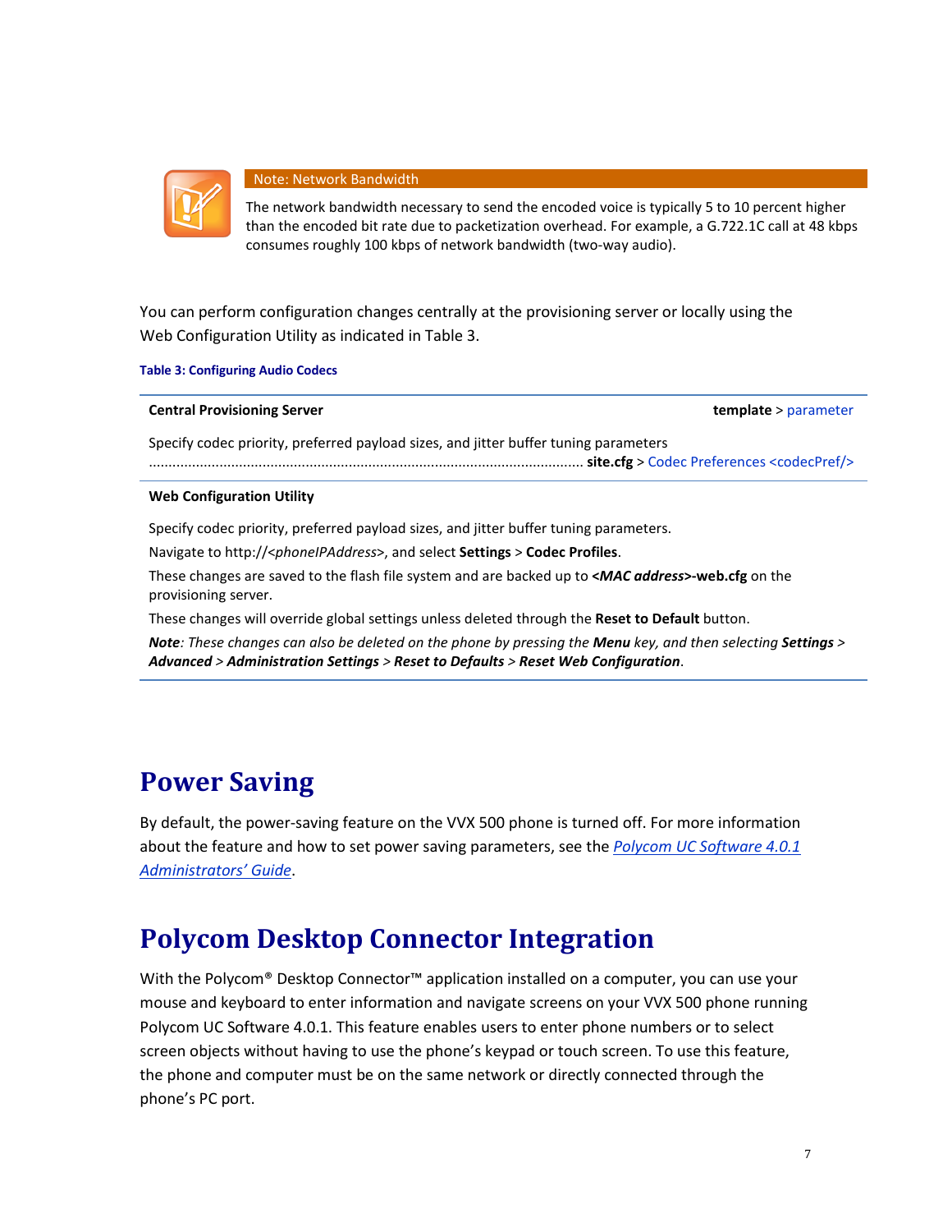> **Note: Network Bandwidth**
>
> The network bandwidth necessary to send the encoded voice is typically 5 to 10 percent higher than the encoded bit rate due to packetization overhead. For example, a G.722.1C call at 48 kbps consumes roughly 100 kbps of network bandwidth (two-way audio).

You can perform configuration changes centrally at the provisioning server or locally using the Web Configuration Utility as indicated in Table 3.

**Table 3: Configuring Audio Codecs**

| **Central Provisioning Server** | **template** > parameter |
|---|---|
| Specify codec priority, preferred payload sizes, and jitter buffer tuning parameters | **site.cfg** > Codec Preferences <codecPref/> |
| **Web Configuration Utility** | |
| Specify codec priority, preferred payload sizes, and jitter buffer tuning parameters.<br>Navigate to http://<*phoneIPAddress*>, and select **Settings** > **Codec Profiles**.<br>These changes are saved to the flash file system and are backed up to **<*MAC address*>-web.cfg** on the provisioning server.<br>These changes will override global settings unless deleted through the **Reset to Default** button.<br>***Note**: These changes can also be deleted on the phone by pressing the **Menu** key, and then selecting **Settings** > **Advanced** > **Administration Settings** > **Reset to Defaults** > **Reset Web Configuration**.* | |

# Power Saving

By default, the power-saving feature on the VVX 500 phone is turned off. For more information about the feature and how to set power saving parameters, see the *Polycom UC Software 4.0.1 Administrators' Guide*.

# Polycom Desktop Connector Integration

With the Polycom® Desktop Connector™ application installed on a computer, you can use your mouse and keyboard to enter information and navigate screens on your VVX 500 phone running Polycom UC Software 4.0.1. This feature enables users to enter phone numbers or to select screen objects without having to use the phone's keypad or touch screen. To use this feature, the phone and computer must be on the same network or directly connected through the phone's PC port.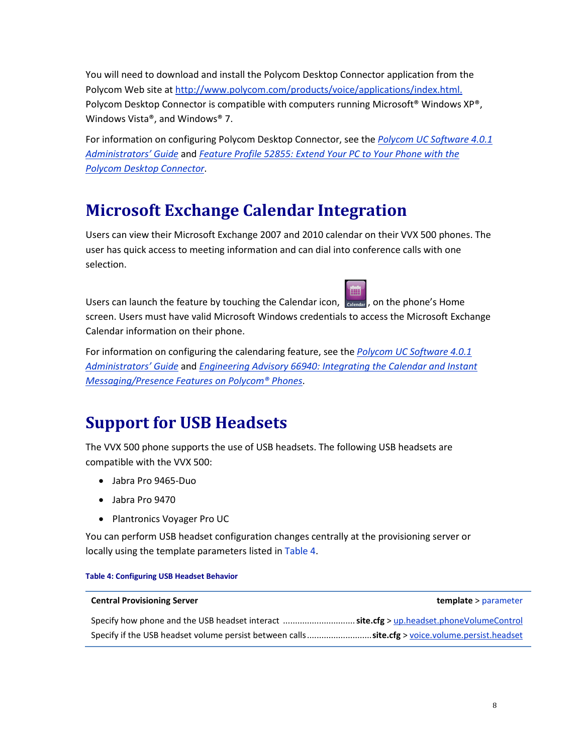You will need to download and install the Polycom Desktop Connector application from the Polycom Web site at [http://www.polycom.com/products/voice/applications/index.html.](http://www.polycom.com/products/voice/applications/index.html) Polycom Desktop Connector is compatible with computers running Microsoft® Windows XP®, Windows Vista®, and Windows® 7.

For information on configuring Polycom Desktop Connector, see the *Polycom UC Software 4.0.1 Administrators' Guide* and *Feature Profile 52855: Extend Your PC to Your Phone with the Polycom Desktop Connector*.

# Microsoft Exchange Calendar Integration

Users can view their Microsoft Exchange 2007 and 2010 calendar on their VVX 500 phones. The user has quick access to meeting information and can dial into conference calls with one selection.

Users can launch the feature by touching the Calendar icon, Calendar, on the phone's Home screen. Users must have valid Microsoft Windows credentials to access the Microsoft Exchange Calendar information on their phone.

For information on configuring the calendaring feature, see the *Polycom UC Software 4.0.1 Administrators' Guide* and *Engineering Advisory 66940: Integrating the Calendar and Instant Messaging/Presence Features on Polycom® Phones*.

# Support for USB Headsets

The VVX 500 phone supports the use of USB headsets. The following USB headsets are compatible with the VVX 500:

- Jabra Pro 9465-Duo
- Jabra Pro 9470
- Plantronics Voyager Pro UC

You can perform USB headset configuration changes centrally at the provisioning server or locally using the template parameters listed in Table 4.

**Table 4: Configuring USB Headset Behavior**

| Central Provisioning Server | template > parameter |
|---|---|
| Specify how phone and the USB headset interact | **site.cfg** > up.headset.phoneVolumeControl |
| Specify if the USB headset volume persist between calls | **site.cfg** > voice.volume.persist.headset |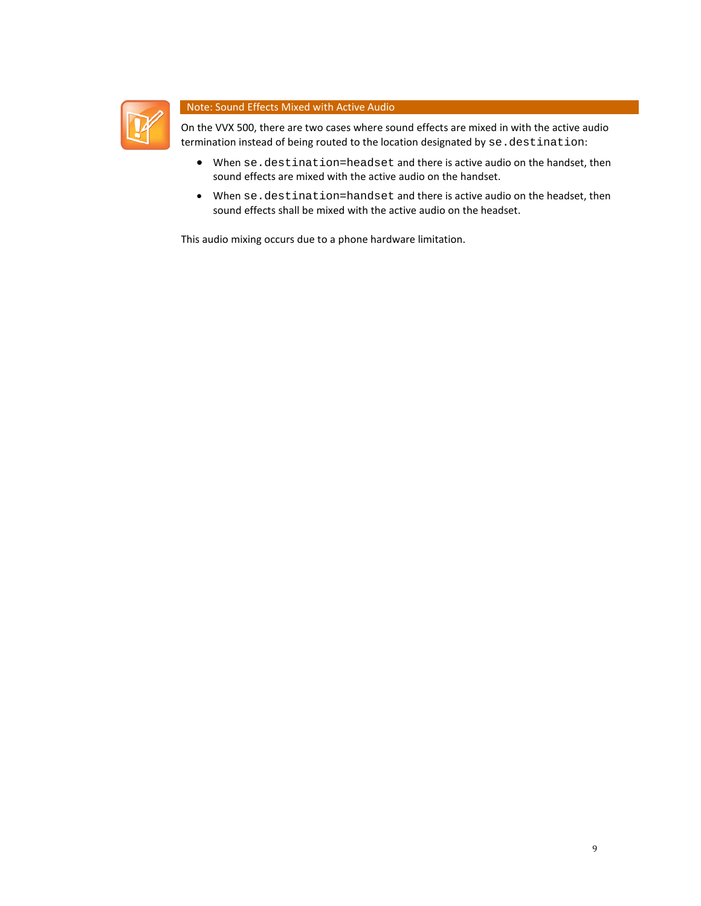**Note: Sound Effects Mixed with Active Audio**

On the VVX 500, there are two cases where sound effects are mixed in with the active audio termination instead of being routed to the location designated by `se.destination`:

- When `se.destination=headset` and there is active audio on the handset, then sound effects are mixed with the active audio on the handset.
- When `se.destination=handset` and there is active audio on the headset, then sound effects shall be mixed with the active audio on the headset.

This audio mixing occurs due to a phone hardware limitation.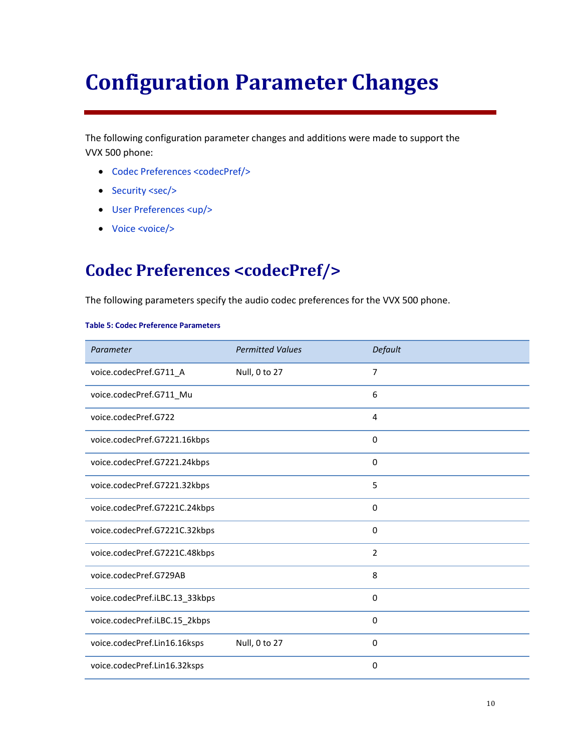# Configuration Parameter Changes

The following configuration parameter changes and additions were made to support the VVX 500 phone:

- Codec Preferences <codecPref/>
- Security <sec/>
- User Preferences <up/>
- Voice <voice/>

## Codec Preferences <codecPref/>

The following parameters specify the audio codec preferences for the VVX 500 phone.

**Table 5: Codec Preference Parameters**

| *Parameter* | *Permitted Values* | *Default* |
|---|---|---|
| voice.codecPref.G711_A | Null, 0 to 27 | 7 |
| voice.codecPref.G711_Mu | | 6 |
| voice.codecPref.G722 | | 4 |
| voice.codecPref.G7221.16kbps | | 0 |
| voice.codecPref.G7221.24kbps | | 0 |
| voice.codecPref.G7221.32kbps | | 5 |
| voice.codecPref.G7221C.24kbps | | 0 |
| voice.codecPref.G7221C.32kbps | | 0 |
| voice.codecPref.G7221C.48kbps | | 2 |
| voice.codecPref.G729AB | | 8 |
| voice.codecPref.iLBC.13_33kbps | | 0 |
| voice.codecPref.iLBC.15_2kbps | | 0 |
| voice.codecPref.Lin16.16ksps | Null, 0 to 27 | 0 |
| voice.codecPref.Lin16.32ksps | | 0 |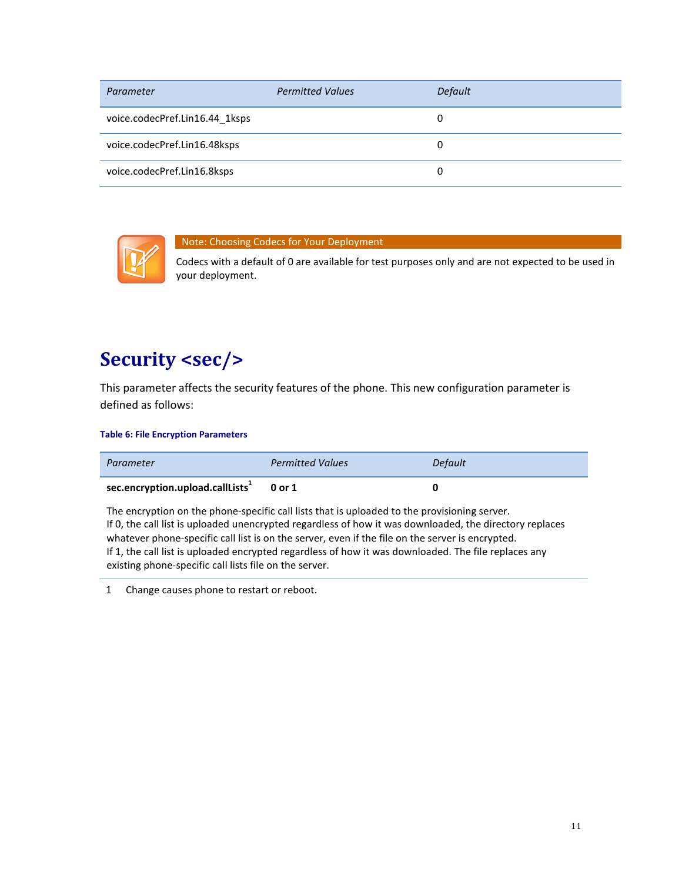| Parameter | Permitted Values | Default |
| --- | --- | --- |
| voice.codecPref.Lin16.44_1ksps | | 0 |
| voice.codecPref.Lin16.48ksps | | 0 |
| voice.codecPref.Lin16.8ksps | | 0 |

**Note: Choosing Codecs for Your Deployment**

Codecs with a default of 0 are available for test purposes only and are not expected to be used in your deployment.

# Security <sec/>

This parameter affects the security features of the phone. This new configuration parameter is defined as follows:

**Table 6: File Encryption Parameters**

| *Parameter* | *Permitted Values* | *Default* |
| --- | --- | --- |
| **sec.encryption.upload.callLists**[1] | **0 or 1** | **0** |
| The encryption on the phone-specific call lists that is uploaded to the provisioning server. If 0, the call list is uploaded unencrypted regardless of how it was downloaded, the directory replaces whatever phone-specific call list is on the server, even if the file on the server is encrypted. If 1, the call list is uploaded encrypted regardless of how it was downloaded. The file replaces any existing phone-specific call lists file on the server. | | |

1 Change causes phone to restart or reboot.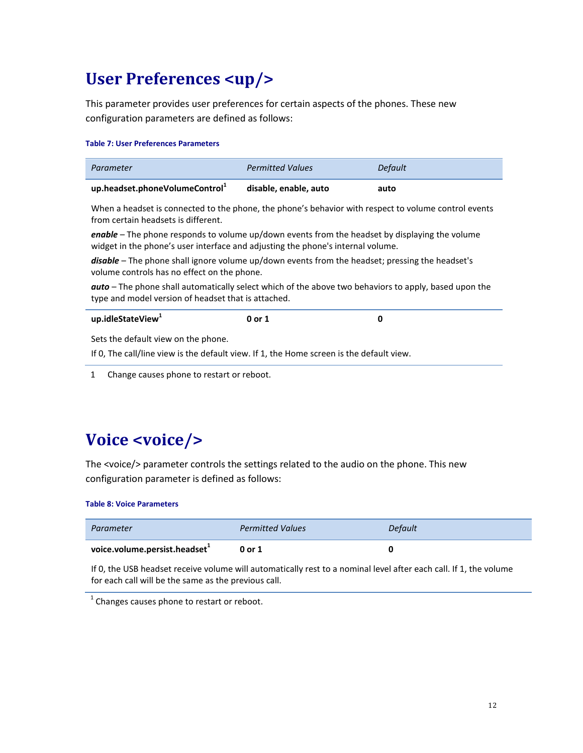# User Preferences <up/>

This parameter provides user preferences for certain aspects of the phones. These new configuration parameters are defined as follows:

**Table 7: User Preferences Parameters**

| *Parameter* | *Permitted Values* | *Default* |
|---|---|---|
| **up.headset.phoneVolumeControl**[1] | **disable, enable, auto** | **auto** |
| When a headset is connected to the phone, the phone's behavior with respect to volume control events from certain headsets is different.<br>***enable*** – The phone responds to volume up/down events from the headset by displaying the volume widget in the phone's user interface and adjusting the phone's internal volume.<br>***disable*** – The phone shall ignore volume up/down events from the headset; pressing the headset's volume controls has no effect on the phone.<br>***auto*** – The phone shall automatically select which of the above two behaviors to apply, based upon the type and model version of headset that is attached. | | |
| **up.idleStateView**[1] | **0 or 1** | **0** |
| Sets the default view on the phone.<br>If 0, The call/line view is the default view. If 1, the Home screen is the default view. | | |

1 Change causes phone to restart or reboot.

# Voice <voice/>

The <voice/> parameter controls the settings related to the audio on the phone. This new configuration parameter is defined as follows:

**Table 8: Voice Parameters**

| *Parameter* | *Permitted Values* | *Default* |
|---|---|---|
| **voice.volume.persist.headset**[1] | **0 or 1** | **0** |
| If 0, the USB headset receive volume will automatically rest to a nominal level after each call. If 1, the volume for each call will be the same as the previous call. | | |

[1] Changes causes phone to restart or reboot.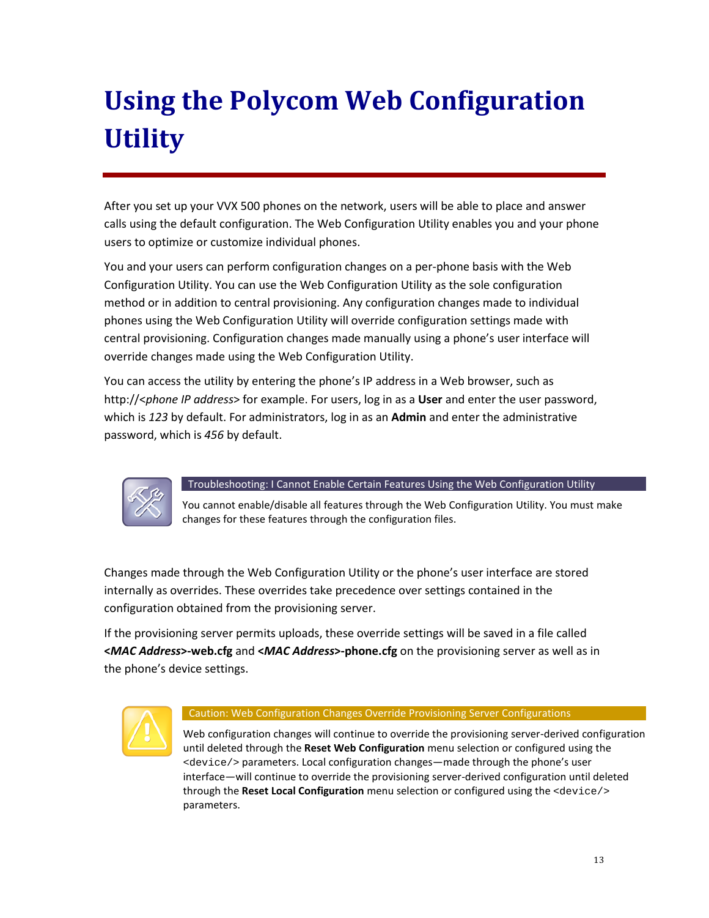# Using the Polycom Web Configuration Utility

After you set up your VVX 500 phones on the network, users will be able to place and answer calls using the default configuration. The Web Configuration Utility enables you and your phone users to optimize or customize individual phones.

You and your users can perform configuration changes on a per-phone basis with the Web Configuration Utility. You can use the Web Configuration Utility as the sole configuration method or in addition to central provisioning. Any configuration changes made to individual phones using the Web Configuration Utility will override configuration settings made with central provisioning. Configuration changes made manually using a phone's user interface will override changes made using the Web Configuration Utility.

You can access the utility by entering the phone's IP address in a Web browser, such as http://<*phone IP address*> for example. For users, log in as a **User** and enter the user password, which is *123* by default. For administrators, log in as an **Admin** and enter the administrative password, which is *456* by default.

> **Troubleshooting: I Cannot Enable Certain Features Using the Web Configuration Utility**
>
> You cannot enable/disable all features through the Web Configuration Utility. You must make changes for these features through the configuration files.

Changes made through the Web Configuration Utility or the phone's user interface are stored internally as overrides. These overrides take precedence over settings contained in the configuration obtained from the provisioning server.

If the provisioning server permits uploads, these override settings will be saved in a file called **<*MAC Address*>-web.cfg** and **<*MAC Address*>-phone.cfg** on the provisioning server as well as in the phone's device settings.

> **Caution: Web Configuration Changes Override Provisioning Server Configurations**
>
> Web configuration changes will continue to override the provisioning server-derived configuration until deleted through the **Reset Web Configuration** menu selection or configured using the `<device/>` parameters. Local configuration changes—made through the phone's user interface—will continue to override the provisioning server-derived configuration until deleted through the **Reset Local Configuration** menu selection or configured using the `<device/>` parameters.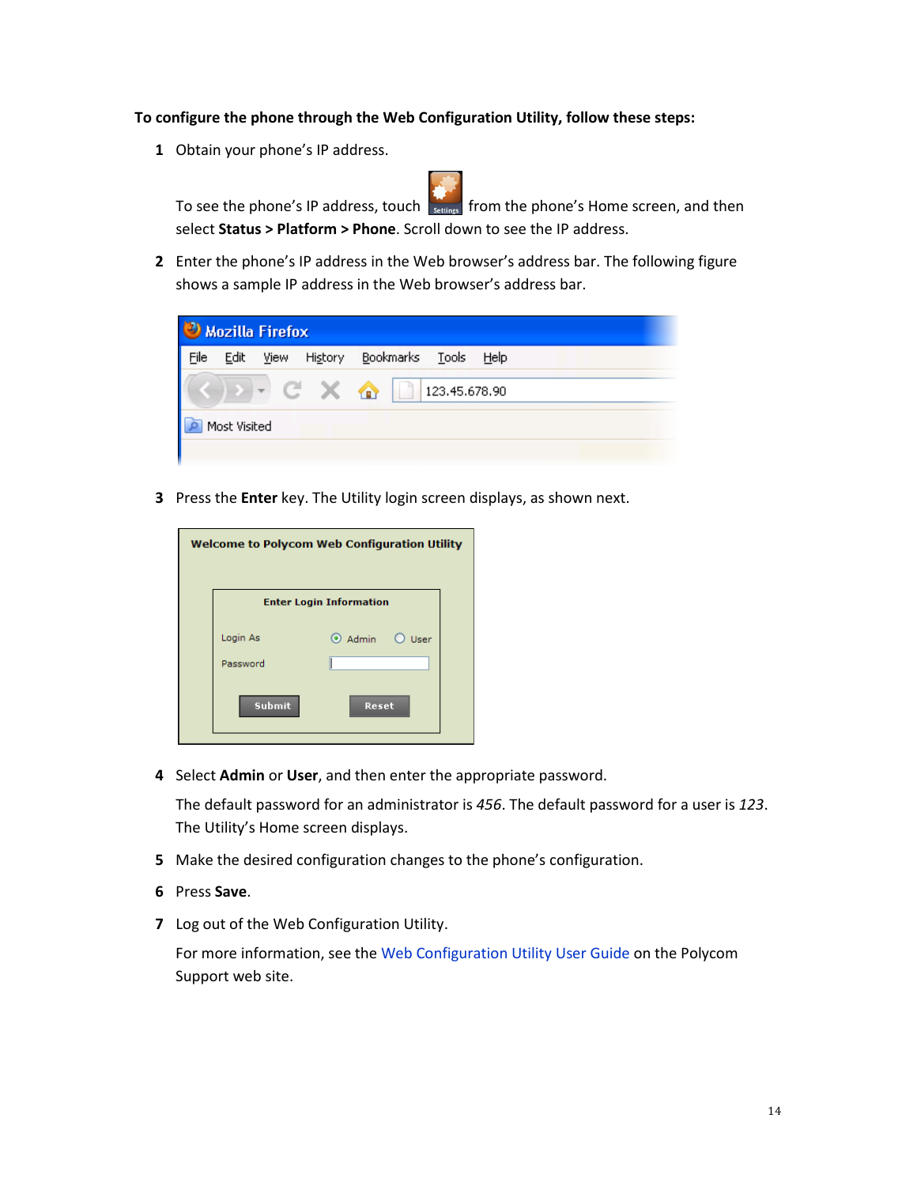**To configure the phone through the Web Configuration Utility, follow these steps:**

1. Obtain your phone's IP address.

   To see the phone's IP address, touch Settings from the phone's Home screen, and then select **Status > Platform > Phone**. Scroll down to see the IP address.

2. Enter the phone's IP address in the Web browser's address bar. The following figure shows a sample IP address in the Web browser's address bar.

3. Press the **Enter** key. The Utility login screen displays, as shown next.

4. Select **Admin** or **User**, and then enter the appropriate password.

   The default password for an administrator is *456*. The default password for a user is *123*. The Utility's Home screen displays.

5. Make the desired configuration changes to the phone's configuration.

6. Press **Save**.

7. Log out of the Web Configuration Utility.

   For more information, see the Web Configuration Utility User Guide on the Polycom Support web site.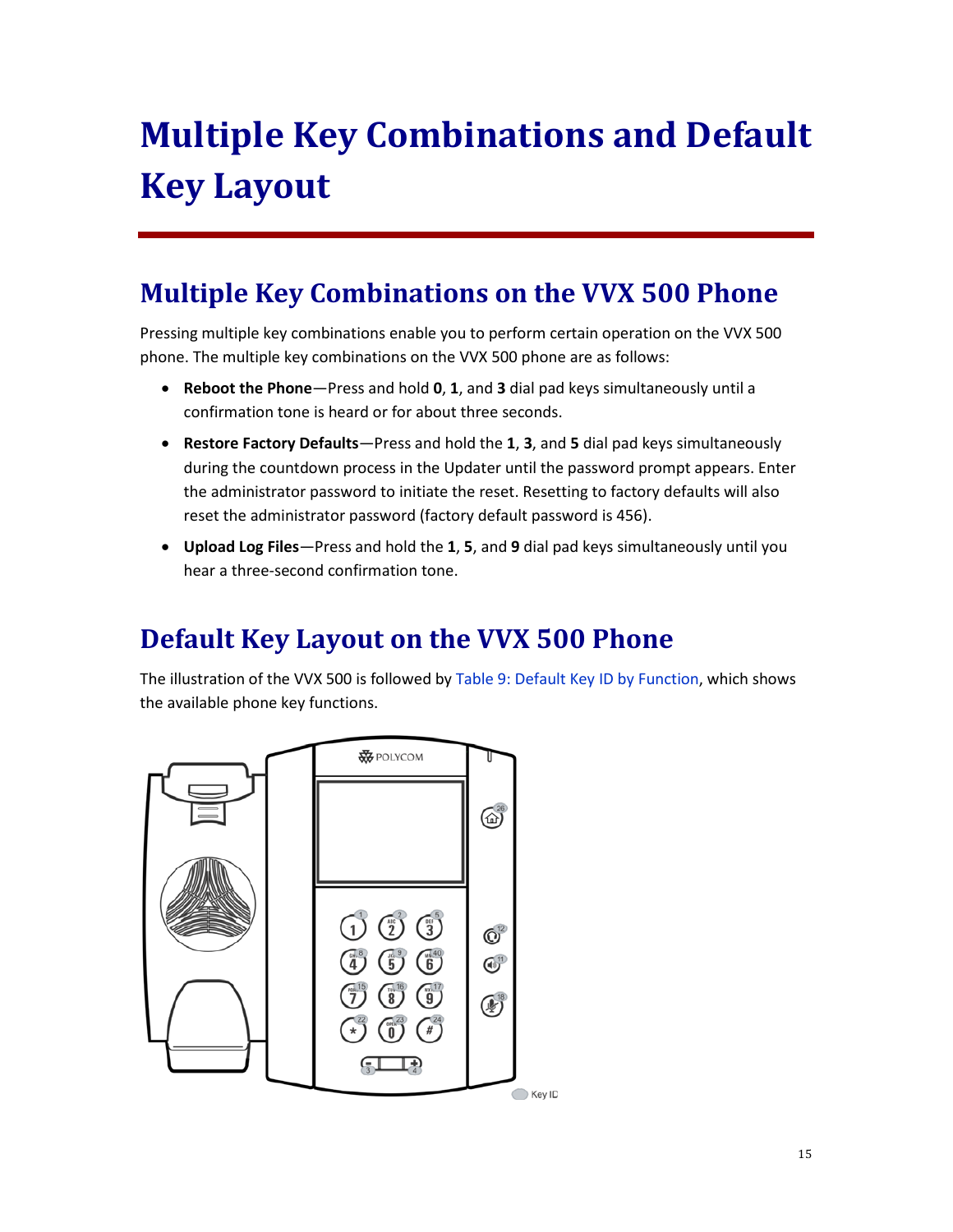# Multiple Key Combinations and Default Key Layout

## Multiple Key Combinations on the VVX 500 Phone

Pressing multiple key combinations enable you to perform certain operation on the VVX 500 phone. The multiple key combinations on the VVX 500 phone are as follows:

- **Reboot the Phone**—Press and hold **0**, **1**, and **3** dial pad keys simultaneously until a confirmation tone is heard or for about three seconds.
- **Restore Factory Defaults**—Press and hold the **1**, **3**, and **5** dial pad keys simultaneously during the countdown process in the Updater until the password prompt appears. Enter the administrator password to initiate the reset. Resetting to factory defaults will also reset the administrator password (factory default password is 456).
- **Upload Log Files**—Press and hold the **1**, **5**, and **9** dial pad keys simultaneously until you hear a three-second confirmation tone.

## Default Key Layout on the VVX 500 Phone

The illustration of the VVX 500 is followed by Table 9: Default Key ID by Function, which shows the available phone key functions.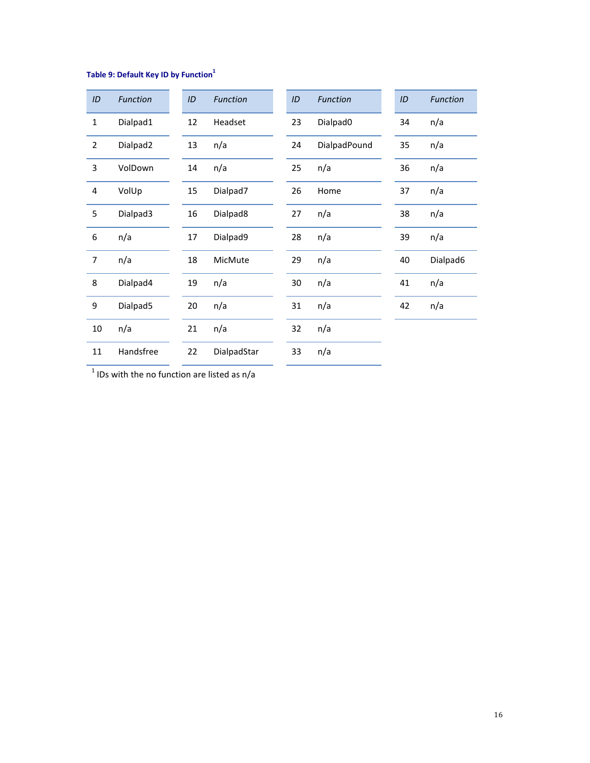**Table 9: Default Key ID by Function**[1]

| ID | Function | ID | Function | ID | Function | ID | Function |
|---|---|---|---|---|---|---|---|
| 1 | Dialpad1 | 12 | Headset | 23 | Dialpad0 | 34 | n/a |
| 2 | Dialpad2 | 13 | n/a | 24 | DialpadPound | 35 | n/a |
| 3 | VolDown | 14 | n/a | 25 | n/a | 36 | n/a |
| 4 | VolUp | 15 | Dialpad7 | 26 | Home | 37 | n/a |
| 5 | Dialpad3 | 16 | Dialpad8 | 27 | n/a | 38 | n/a |
| 6 | n/a | 17 | Dialpad9 | 28 | n/a | 39 | n/a |
| 7 | n/a | 18 | MicMute | 29 | n/a | 40 | Dialpad6 |
| 8 | Dialpad4 | 19 | n/a | 30 | n/a | 41 | n/a |
| 9 | Dialpad5 | 20 | n/a | 31 | n/a | 42 | n/a |
| 10 | n/a | 21 | n/a | 32 | n/a | | |
| 11 | Handsfree | 22 | DialpadStar | 33 | n/a | | |

[1] IDs with the no function are listed as n/a